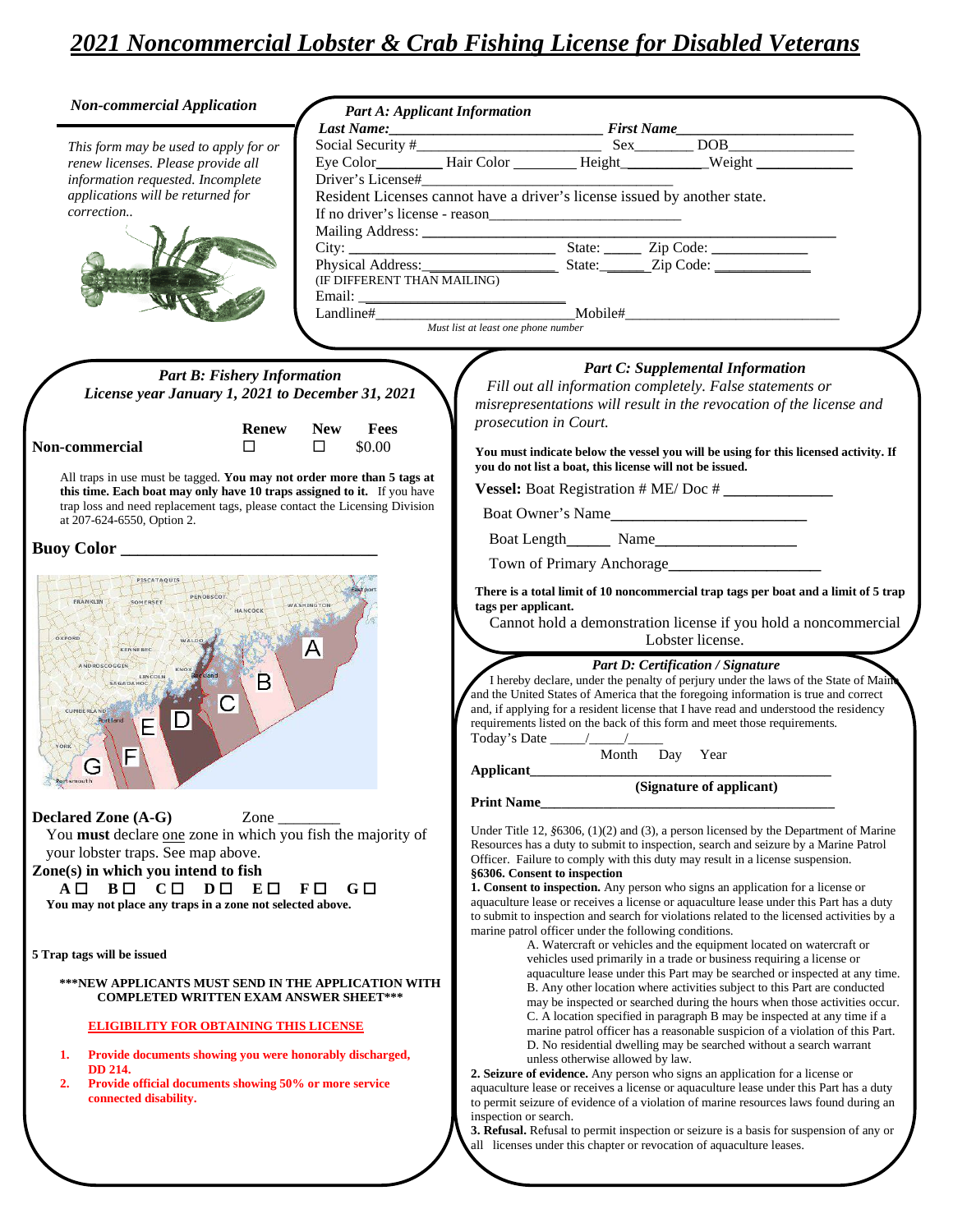# 2021 Noncommercial Lobster & Crab Fishing License for Disabled Veterans

*Non-commercial Application*

*This form may be used to apply for or renew licenses. Please provide all information requested. Incomplete applications will be returned for correction..*

## *Part A: Applicant Information*

***Last Name:***____________________________ ***First Name***________________________

Social Security #___________________________ Sex________ DOB_________________

Eye Color________ Hair Color ________ Height___________Weight ____________

Driver's License#________________________________

Resident Licenses cannot have a driver's license issued by another state.

If no driver's license - reason__________________________

Mailing Address: ____________________________________________________

City: ___________________________ State: _____ Zip Code: _____________

Physical Address:__________________ State:______Zip Code: _____________

(IF DIFFERENT THAN MAILING)

Email: ____________________________

Landline#__________________________Mobile#_____________________________

*Must list at least one phone number*

## *Part B: Fishery Information*

***License year January 1, 2021 to December 31, 2021***

| | Renew | New | Fees |
|---|---|---|---|
| **Non-commercial** | ☐ | ☐ | $0.00 |

All traps in use must be tagged. **You may not order more than 5 tags at this time. Each boat may only have 10 traps assigned to it.** If you have trap loss and need replacement tags, please contact the Licensing Division at 207-624-6550, Option 2.

**Buoy Color** _______________________________

**Declared Zone (A-G)** Zone ________

You **must** declare one zone in which you fish the majority of your lobster traps. See map above.

**Zone(s) in which you intend to fish**

**A ☐ B ☐ C ☐ D ☐ E ☐ F ☐ G ☐**

**You may not place any traps in a zone not selected above.**

**5 Trap tags will be issued**

**\*\*\*NEW APPLICANTS MUST SEND IN THE APPLICATION WITH COMPLETED WRITTEN EXAM ANSWER SHEET\*\*\***

**ELIGIBILITY FOR OBTAINING THIS LICENSE**

1. **Provide documents showing you were honorably discharged, DD 214.**
2. **Provide official documents showing 50% or more service connected disability.**

## *Part C: Supplemental Information*

*Fill out all information completely. False statements or misrepresentations will result in the revocation of the license and prosecution in Court.*

**You must indicate below the vessel you will be using for this licensed activity. If you do not list a boat, this license will not be issued.**

**Vessel:** Boat Registration # ME/ Doc # _____________

Boat Owner's Name_________________________

Boat Length______ Name__________________

Town of Primary Anchorage___________________

**There is a total limit of 10 noncommercial trap tags per boat and a limit of 5 trap tags per applicant.**

Cannot hold a demonstration license if you hold a noncommercial Lobster license.

## *Part D: Certification / Signature*

I hereby declare, under the penalty of perjury under the laws of the State of Maine and the United States of America that the foregoing information is true and correct and, if applying for a resident license that I have read and understood the residency requirements listed on the back of this form and meet those requirements.

Today's Date _____/_____/_____
Month Day Year

**Applicant**_________________________________________
**(Signature of applicant)**

**Print Name**_________________________________________

Under Title 12, §6306, (1)(2) and (3), a person licensed by the Department of Marine Resources has a duty to submit to inspection, search and seizure by a Marine Patrol Officer. Failure to comply with this duty may result in a license suspension.

**§6306. Consent to inspection**

**1. Consent to inspection.** Any person who signs an application for a license or aquaculture lease or receives a license or aquaculture lease under this Part has a duty to submit to inspection and search for violations related to the licensed activities by a marine patrol officer under the following conditions.

A. Watercraft or vehicles and the equipment located on watercraft or vehicles used primarily in a trade or business requiring a license or aquaculture lease under this Part may be searched or inspected at any time.
B. Any other location where activities subject to this Part are conducted may be inspected or searched during the hours when those activities occur.
C. A location specified in paragraph B may be inspected at any time if a marine patrol officer has a reasonable suspicion of a violation of this Part.
D. No residential dwelling may be searched without a search warrant unless otherwise allowed by law.

**2. Seizure of evidence.** Any person who signs an application for a license or aquaculture lease or receives a license or aquaculture lease under this Part has a duty to permit seizure of evidence of a violation of marine resources laws found during an inspection or search.

**3. Refusal.** Refusal to permit inspection or seizure is a basis for suspension of any or all licenses under this chapter or revocation of aquaculture leases.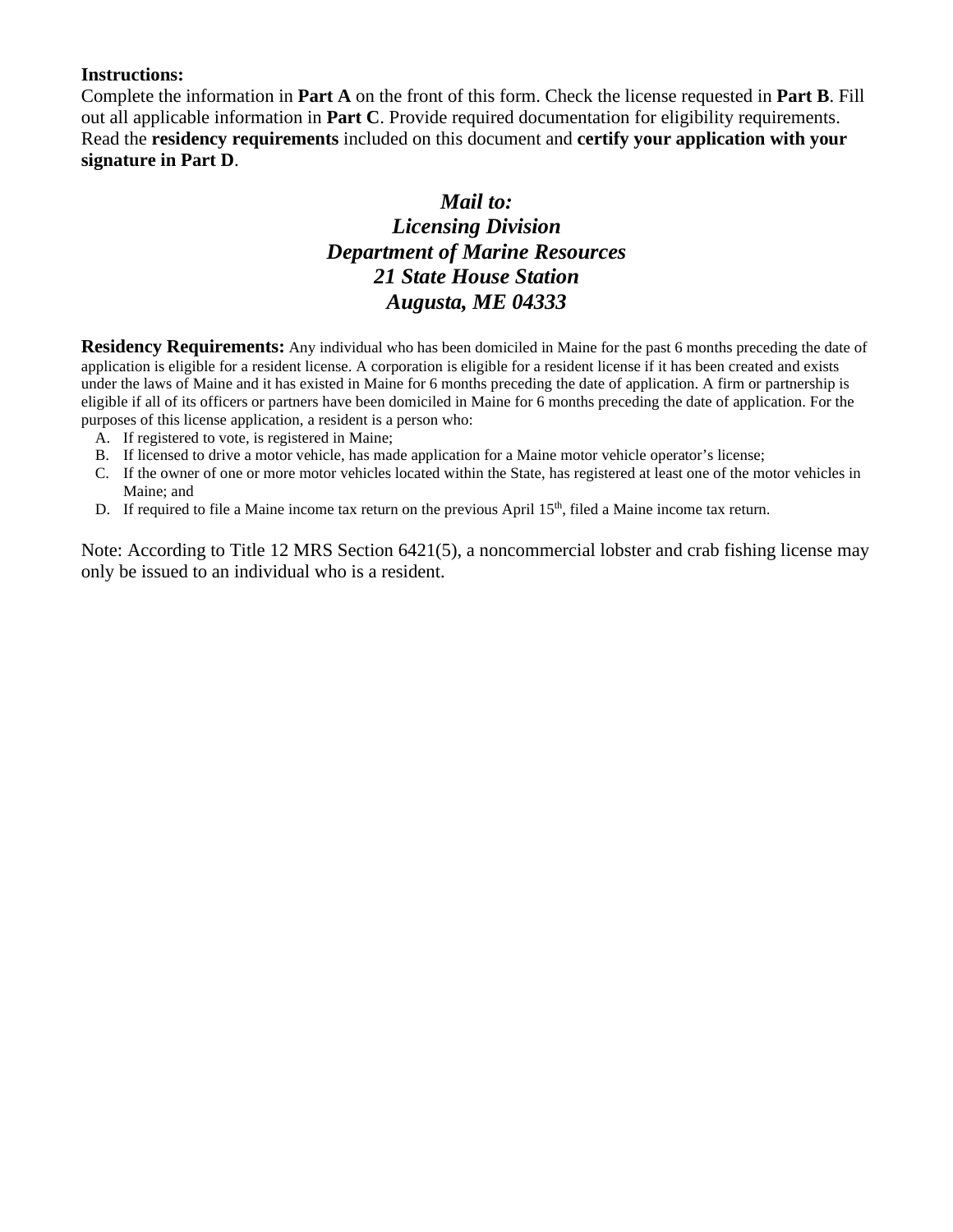**Instructions:**
Complete the information in **Part A** on the front of this form. Check the license requested in **Part B**. Fill out all applicable information in **Part C**. Provide required documentation for eligibility requirements. Read the **residency requirements** included on this document and **certify your application with your signature in Part D**.

***Mail to:***
***Licensing Division***
***Department of Marine Resources***
***21 State House Station***
***Augusta, ME 04333***

**Residency Requirements:** Any individual who has been domiciled in Maine for the past 6 months preceding the date of application is eligible for a resident license. A corporation is eligible for a resident license if it has been created and exists under the laws of Maine and it has existed in Maine for 6 months preceding the date of application. A firm or partnership is eligible if all of its officers or partners have been domiciled in Maine for 6 months preceding the date of application. For the purposes of this license application, a resident is a person who:

A. If registered to vote, is registered in Maine;
B. If licensed to drive a motor vehicle, has made application for a Maine motor vehicle operator's license;
C. If the owner of one or more motor vehicles located within the State, has registered at least one of the motor vehicles in Maine; and
D. If required to file a Maine income tax return on the previous April 15th, filed a Maine income tax return.

Note: According to Title 12 MRS Section 6421(5), a noncommercial lobster and crab fishing license may only be issued to an individual who is a resident.